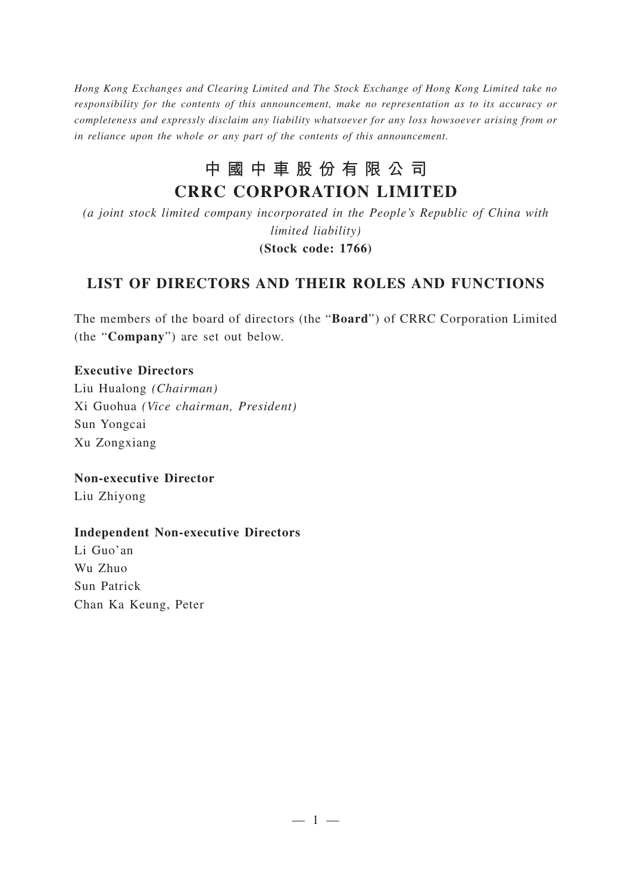*Hong Kong Exchanges and Clearing Limited and The Stock Exchange of Hong Kong Limited take no responsibility for the contents of this announcement, make no representation as to its accuracy or completeness and expressly disclaim any liability whatsoever for any loss howsoever arising from or in reliance upon the whole or any part of the contents of this announcement.*

# 中國中車股份有限公司
# CRRC CORPORATION LIMITED

*(a joint stock limited company incorporated in the People's Republic of China with limited liability)*

**(Stock code: 1766)**

## LIST OF DIRECTORS AND THEIR ROLES AND FUNCTIONS

The members of the board of directors (the "**Board**") of CRRC Corporation Limited (the "**Company**") are set out below.

**Executive Directors**

Liu Hualong *(Chairman)*
Xi Guohua *(Vice chairman, President)*
Sun Yongcai
Xu Zongxiang

**Non-executive Director**

Liu Zhiyong

**Independent Non-executive Directors**

Li Guo'an
Wu Zhuo
Sun Patrick
Chan Ka Keung, Peter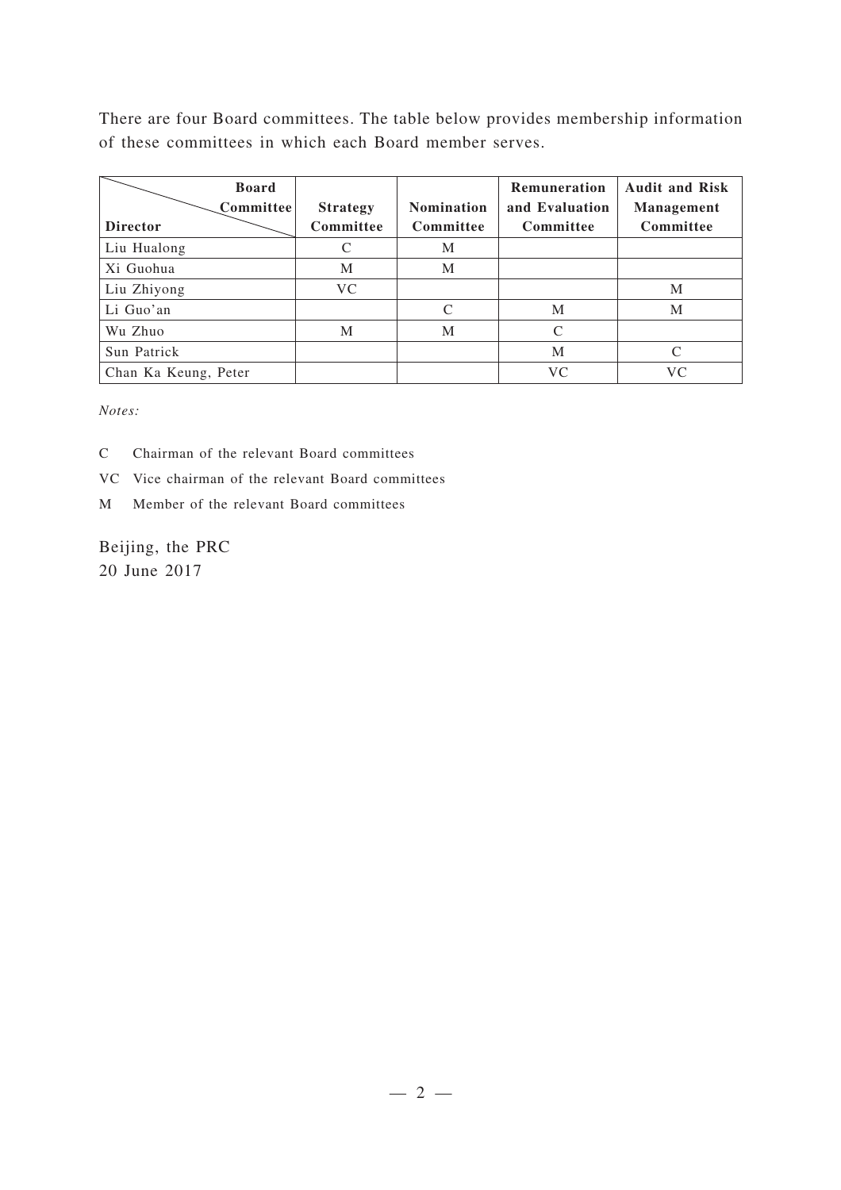There are four Board committees. The table below provides membership information of these committees in which each Board member serves.

| Director \ Board Committee | Strategy Committee | Nomination Committee | Remuneration and Evaluation Committee | Audit and Risk Management Committee |
|---|---|---|---|---|
| Liu Hualong | C | M | | |
| Xi Guohua | M | M | | |
| Liu Zhiyong | VC | | | M |
| Li Guo'an | | C | M | M |
| Wu Zhuo | M | M | C | |
| Sun Patrick | | | M | C |
| Chan Ka Keung, Peter | | | VC | VC |

*Notes:*

C  Chairman of the relevant Board committees

VC  Vice chairman of the relevant Board committees

M  Member of the relevant Board committees

Beijing, the PRC
20 June 2017